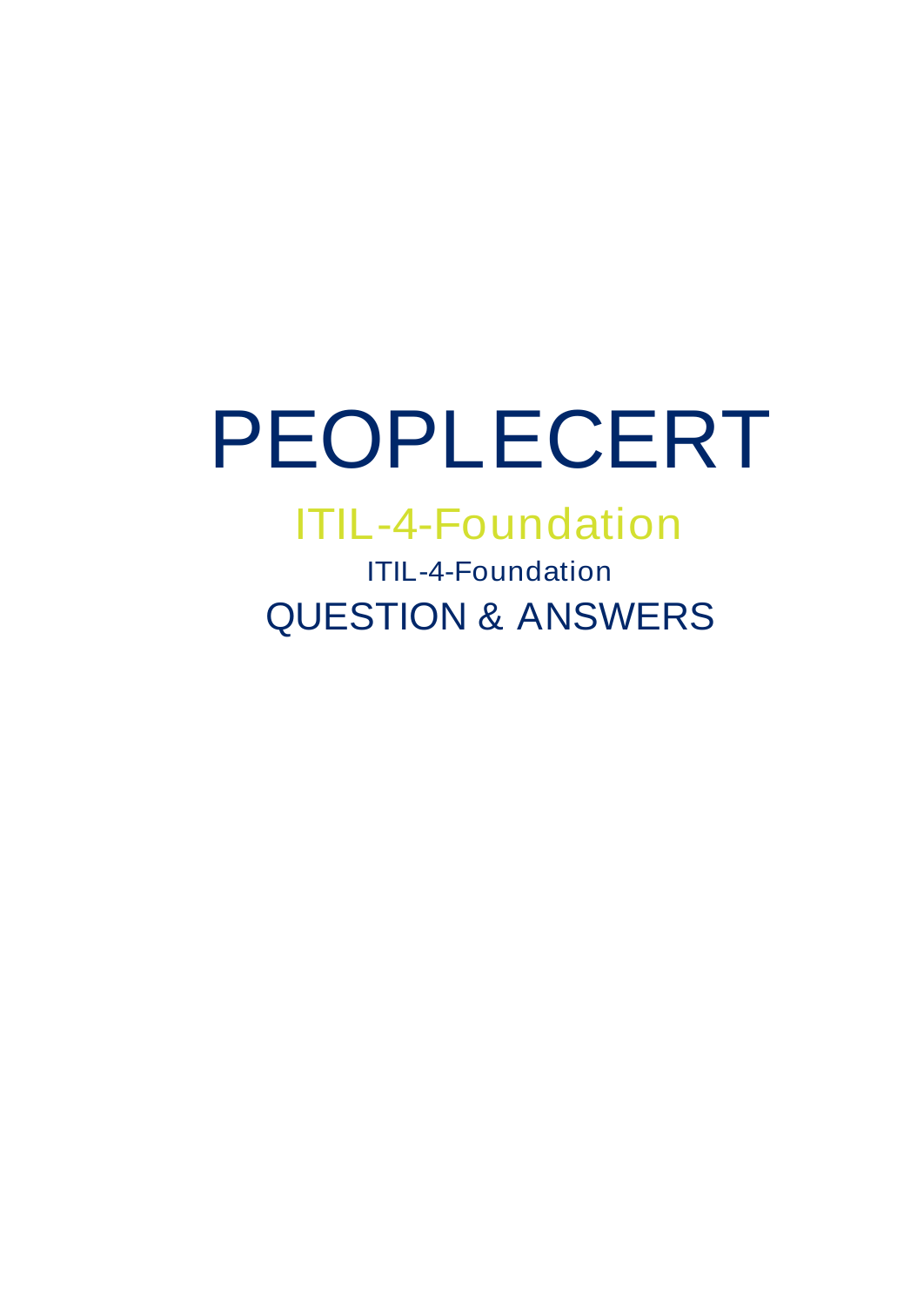# PEOPLECERT

## ITIL-4-Foundation

ITIL-4-Foundation

QUESTION & ANSWERS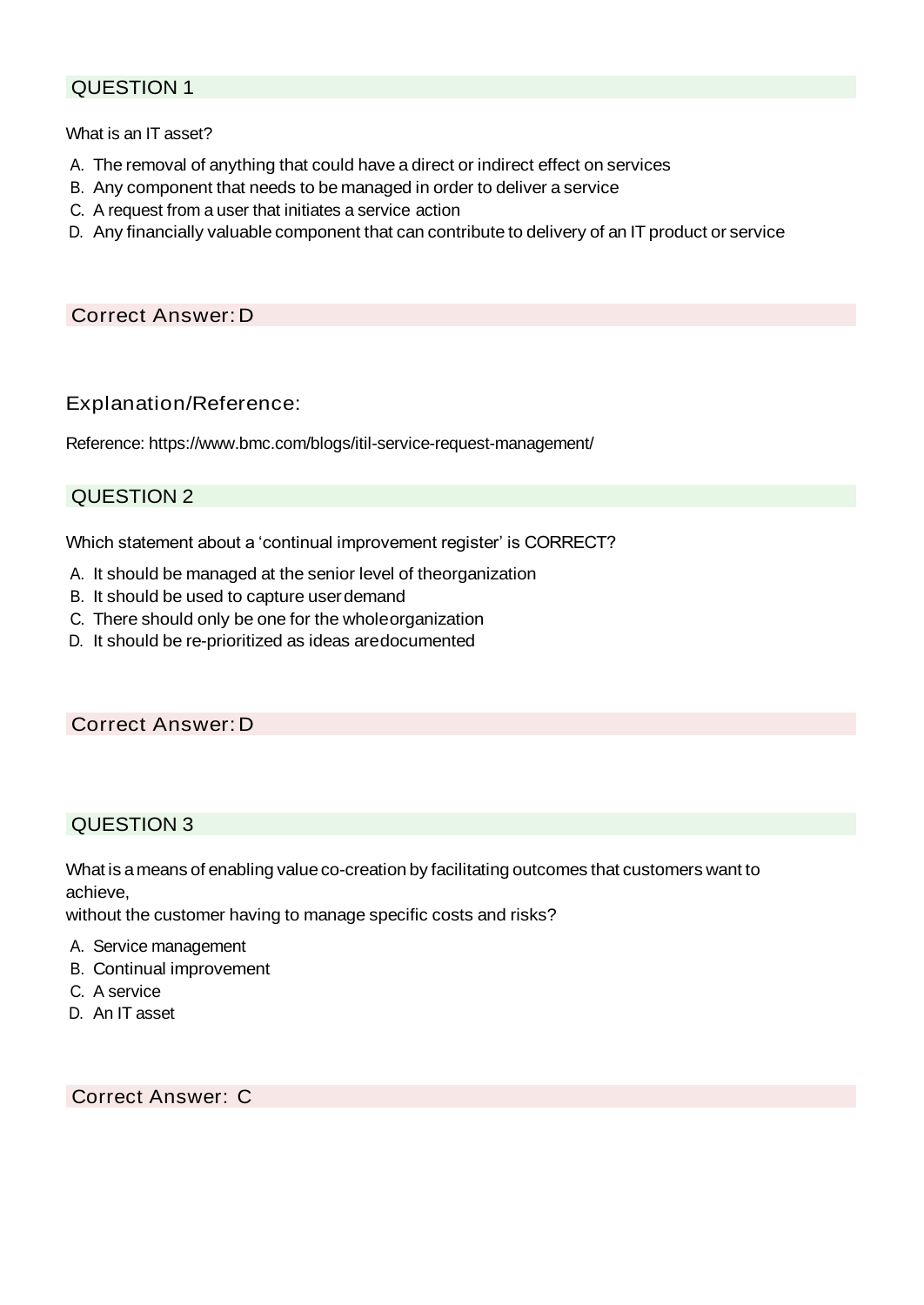## QUESTION 1

What is an IT asset?

A. The removal of anything that could have a direct or indirect effect on services
B. Any component that needs to be managed in order to deliver a service
C. A request from a user that initiates a service action
D. Any financially valuable component that can contribute to delivery of an IT product or service

**Correct Answer: D**

### Explanation/Reference:

Reference: https://www.bmc.com/blogs/itil-service-request-management/

## QUESTION 2

Which statement about a 'continual improvement register' is CORRECT?

A. It should be managed at the senior level of the organization
B. It should be used to capture user demand
C. There should only be one for the whole organization
D. It should be re-prioritized as ideas are documented

**Correct Answer: D**

## QUESTION 3

What is a means of enabling value co-creation by facilitating outcomes that customers want to achieve,
without the customer having to manage specific costs and risks?

A. Service management
B. Continual improvement
C. A service
D. An IT asset

**Correct Answer: C**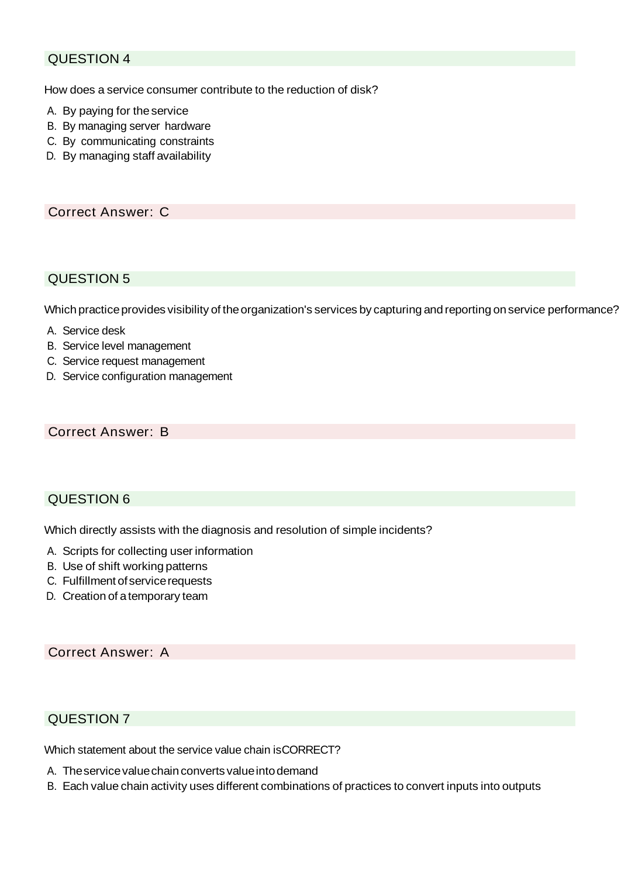## QUESTION 4

How does a service consumer contribute to the reduction of disk?

A. By paying for the service
B. By managing server hardware
C. By communicating constraints
D. By managing staff availability

**Correct Answer: C**

## QUESTION 5

Which practice provides visibility of the organization's services by capturing and reporting on service performance?

A. Service desk
B. Service level management
C. Service request management
D. Service configuration management

**Correct Answer: B**

## QUESTION 6

Which directly assists with the diagnosis and resolution of simple incidents?

A. Scripts for collecting user information
B. Use of shift working patterns
C. Fulfillment of service requests
D. Creation of a temporary team

**Correct Answer: A**

## QUESTION 7

Which statement about the service value chain isCORRECT?

A. The service value chain converts value into demand
B. Each value chain activity uses different combinations of practices to convert inputs into outputs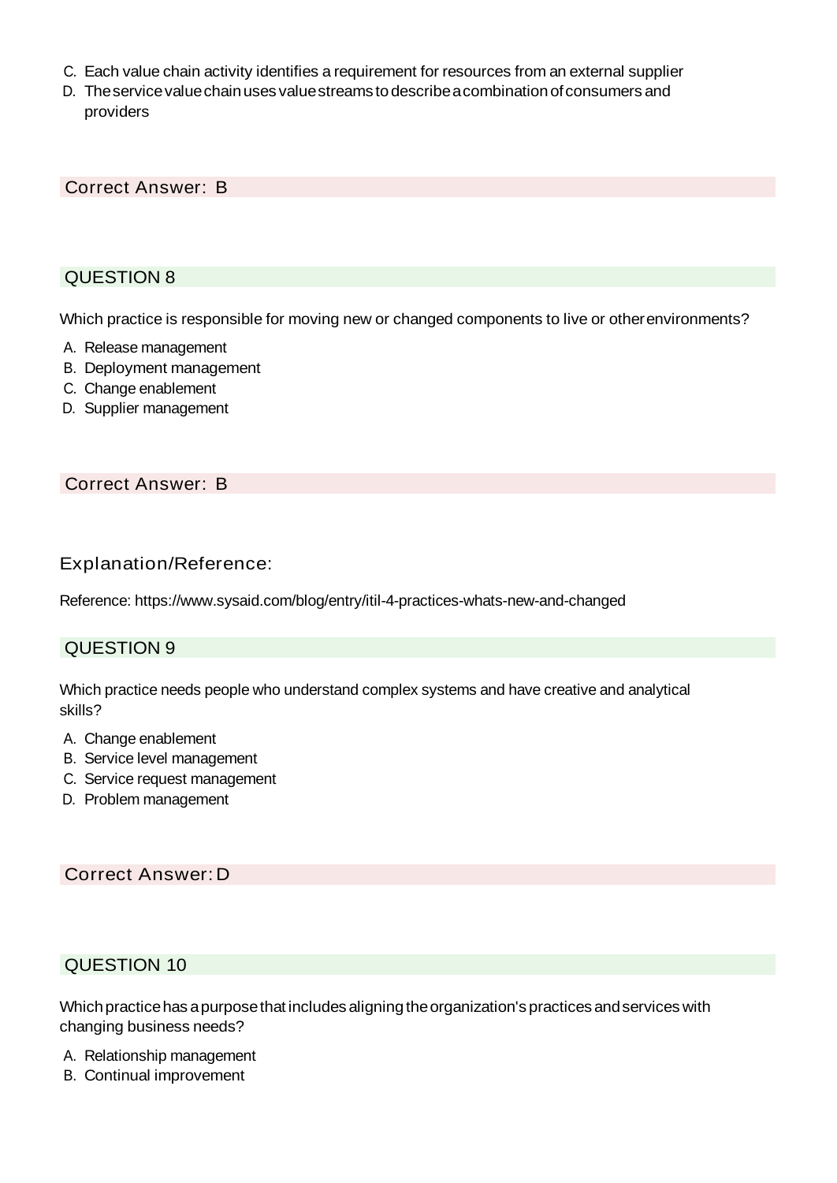C. Each value chain activity identifies a requirement for resources from an external supplier
D. The service value chain uses value streams to describe a combination of consumers and providers

Correct Answer: B

## QUESTION 8

Which practice is responsible for moving new or changed components to live or other environments?

A. Release management
B. Deployment management
C. Change enablement
D. Supplier management

Correct Answer: B

### Explanation/Reference:

Reference: https://www.sysaid.com/blog/entry/itil-4-practices-whats-new-and-changed

## QUESTION 9

Which practice needs people who understand complex systems and have creative and analytical skills?

A. Change enablement
B. Service level management
C. Service request management
D. Problem management

Correct Answer: D

## QUESTION 10

Which practice has a purpose that includes aligning the organization's practices and services with changing business needs?

A. Relationship management
B. Continual improvement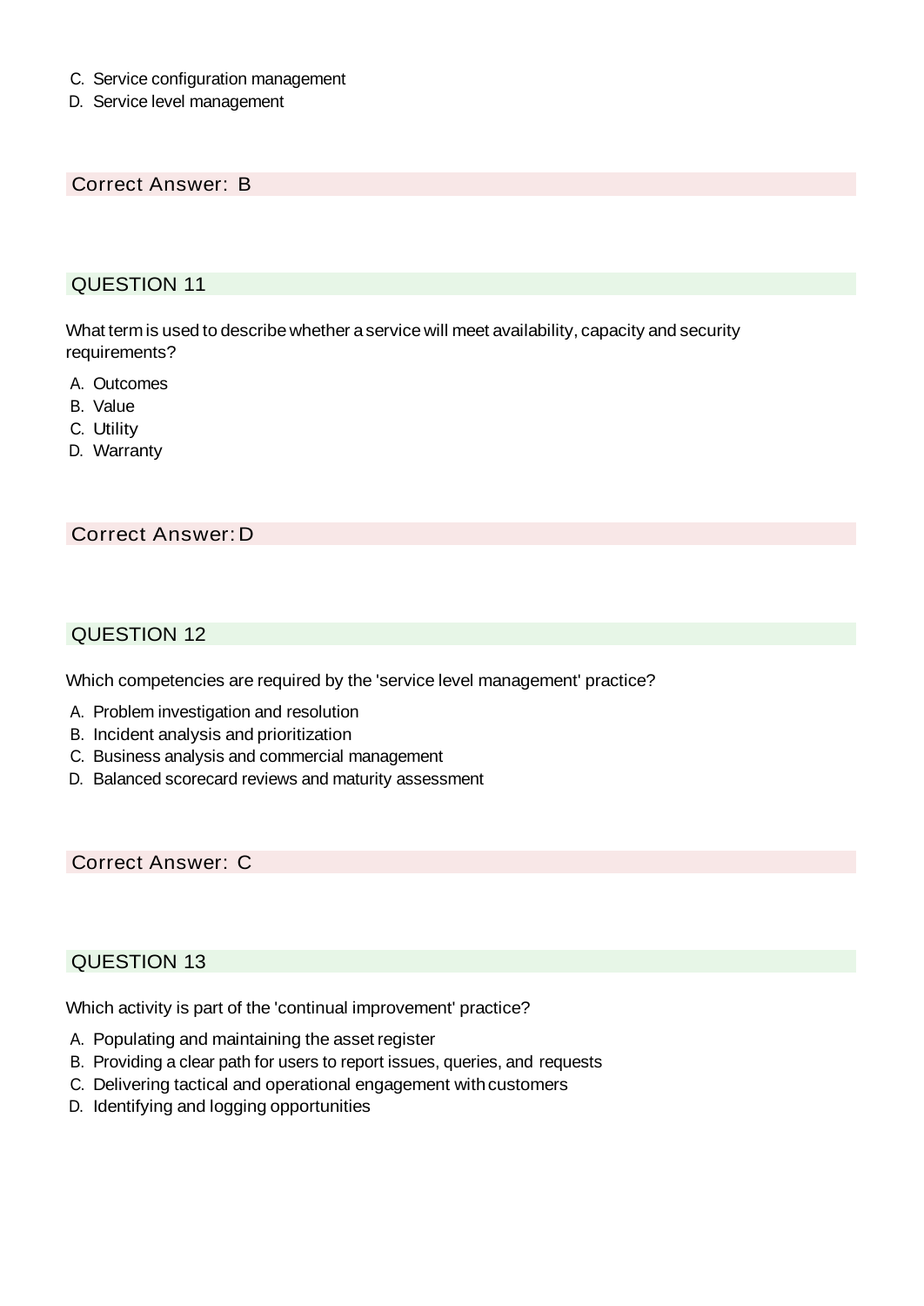C. Service configuration management
D. Service level management

Correct Answer: B

## QUESTION 11

What term is used to describe whether a service will meet availability, capacity and security requirements?

A. Outcomes
B. Value
C. Utility
D. Warranty

Correct Answer: D

## QUESTION 12

Which competencies are required by the 'service level management' practice?

A. Problem investigation and resolution
B. Incident analysis and prioritization
C. Business analysis and commercial management
D. Balanced scorecard reviews and maturity assessment

Correct Answer: C

## QUESTION 13

Which activity is part of the 'continual improvement' practice?

A. Populating and maintaining the asset register
B. Providing a clear path for users to report issues, queries, and requests
C. Delivering tactical and operational engagement with customers
D. Identifying and logging opportunities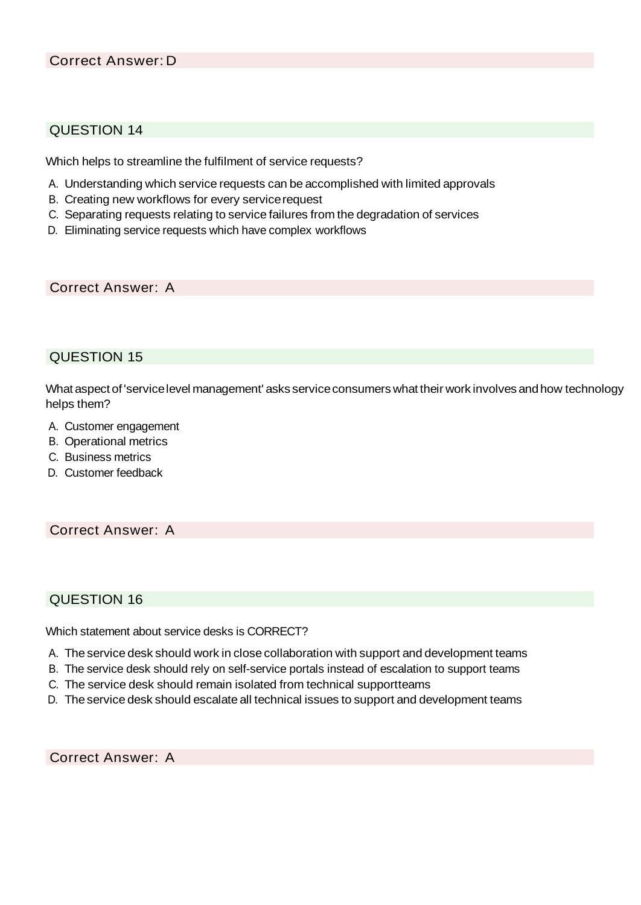Correct Answer: D

## QUESTION 14

Which helps to streamline the fulfilment of service requests?

A. Understanding which service requests can be accomplished with limited approvals
B. Creating new workflows for every service request
C. Separating requests relating to service failures from the degradation of services
D. Eliminating service requests which have complex workflows

Correct Answer: A

## QUESTION 15

What aspect of 'service level management' asks service consumers what their work involves and how technology helps them?

A. Customer engagement
B. Operational metrics
C. Business metrics
D. Customer feedback

Correct Answer: A

## QUESTION 16

Which statement about service desks is CORRECT?

A. The service desk should work in close collaboration with support and development teams
B. The service desk should rely on self-service portals instead of escalation to support teams
C. The service desk should remain isolated from technical supportteams
D. The service desk should escalate all technical issues to support and development teams

Correct Answer: A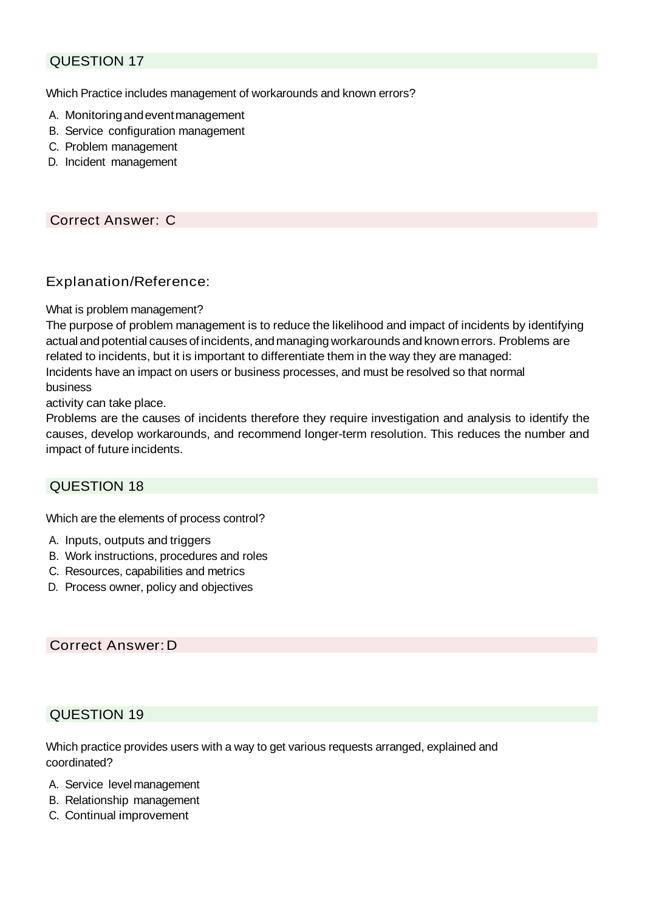## QUESTION 17

Which Practice includes management of workarounds and known errors?

A. Monitoring and event management
B. Service configuration management
C. Problem management
D. Incident management

**Correct Answer: C**

### Explanation/Reference:

What is problem management?
The purpose of problem management is to reduce the likelihood and impact of incidents by identifying actual and potential causes of incidents, and managing workarounds and known errors. Problems are related to incidents, but it is important to differentiate them in the way they are managed:
Incidents have an impact on users or business processes, and must be resolved so that normal business
activity can take place.
Problems are the causes of incidents therefore they require investigation and analysis to identify the causes, develop workarounds, and recommend longer-term resolution. This reduces the number and impact of future incidents.

## QUESTION 18

Which are the elements of process control?

A. Inputs, outputs and triggers
B. Work instructions, procedures and roles
C. Resources, capabilities and metrics
D. Process owner, policy and objectives

**Correct Answer: D**

## QUESTION 19

Which practice provides users with a way to get various requests arranged, explained and coordinated?

A. Service level management
B. Relationship management
C. Continual improvement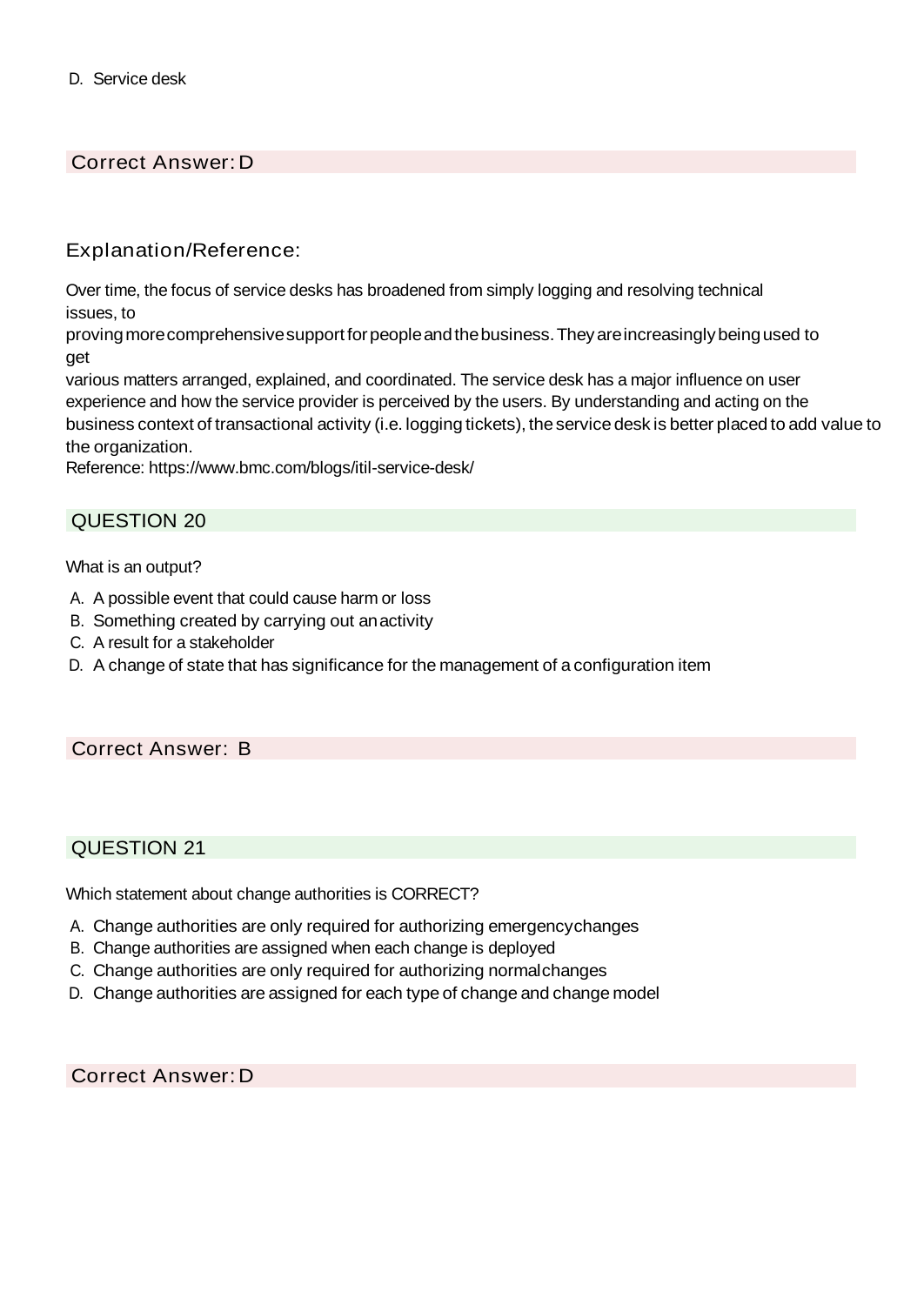D. Service desk

Correct Answer: D

Explanation/Reference:

Over time, the focus of service desks has broadened from simply logging and resolving technical issues, to proving more comprehensive support for people and the business. They are increasingly being used to get various matters arranged, explained, and coordinated. The service desk has a major influence on user experience and how the service provider is perceived by the users. By understanding and acting on the business context of transactional activity (i.e. logging tickets), the service desk is better placed to add value to the organization.
Reference: https://www.bmc.com/blogs/itil-service-desk/

## QUESTION 20

What is an output?

A. A possible event that could cause harm or loss
B. Something created by carrying out an activity
C. A result for a stakeholder
D. A change of state that has significance for the management of a configuration item

Correct Answer: B

## QUESTION 21

Which statement about change authorities is CORRECT?

A. Change authorities are only required for authorizing emergency changes
B. Change authorities are assigned when each change is deployed
C. Change authorities are only required for authorizing normal changes
D. Change authorities are assigned for each type of change and change model

Correct Answer: D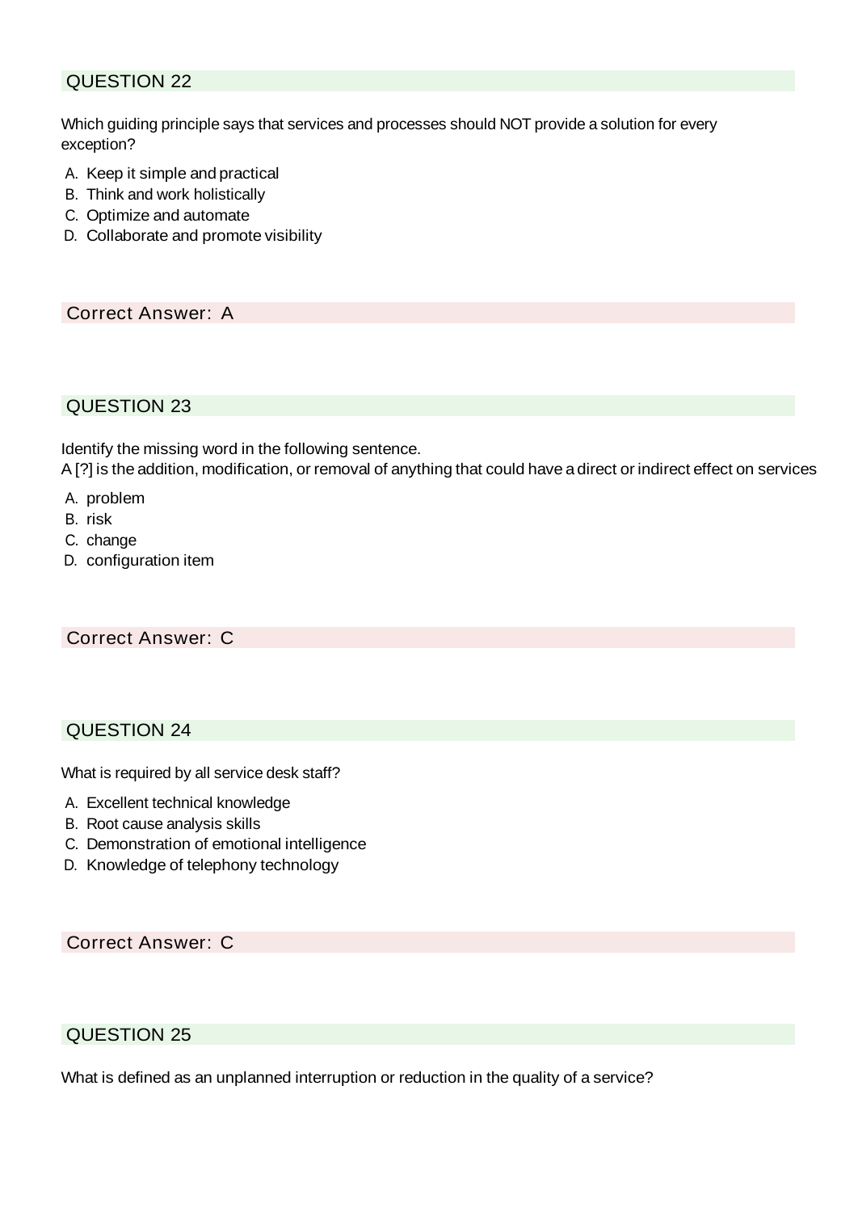## QUESTION 22

Which guiding principle says that services and processes should NOT provide a solution for every exception?

A. Keep it simple and practical
B. Think and work holistically
C. Optimize and automate
D. Collaborate and promote visibility

**Correct Answer: A**

## QUESTION 23

Identify the missing word in the following sentence.
A [?] is the addition, modification, or removal of anything that could have a direct or indirect effect on services

A. problem
B. risk
C. change
D. configuration item

**Correct Answer: C**

## QUESTION 24

What is required by all service desk staff?

A. Excellent technical knowledge
B. Root cause analysis skills
C. Demonstration of emotional intelligence
D. Knowledge of telephony technology

**Correct Answer: C**

## QUESTION 25

What is defined as an unplanned interruption or reduction in the quality of a service?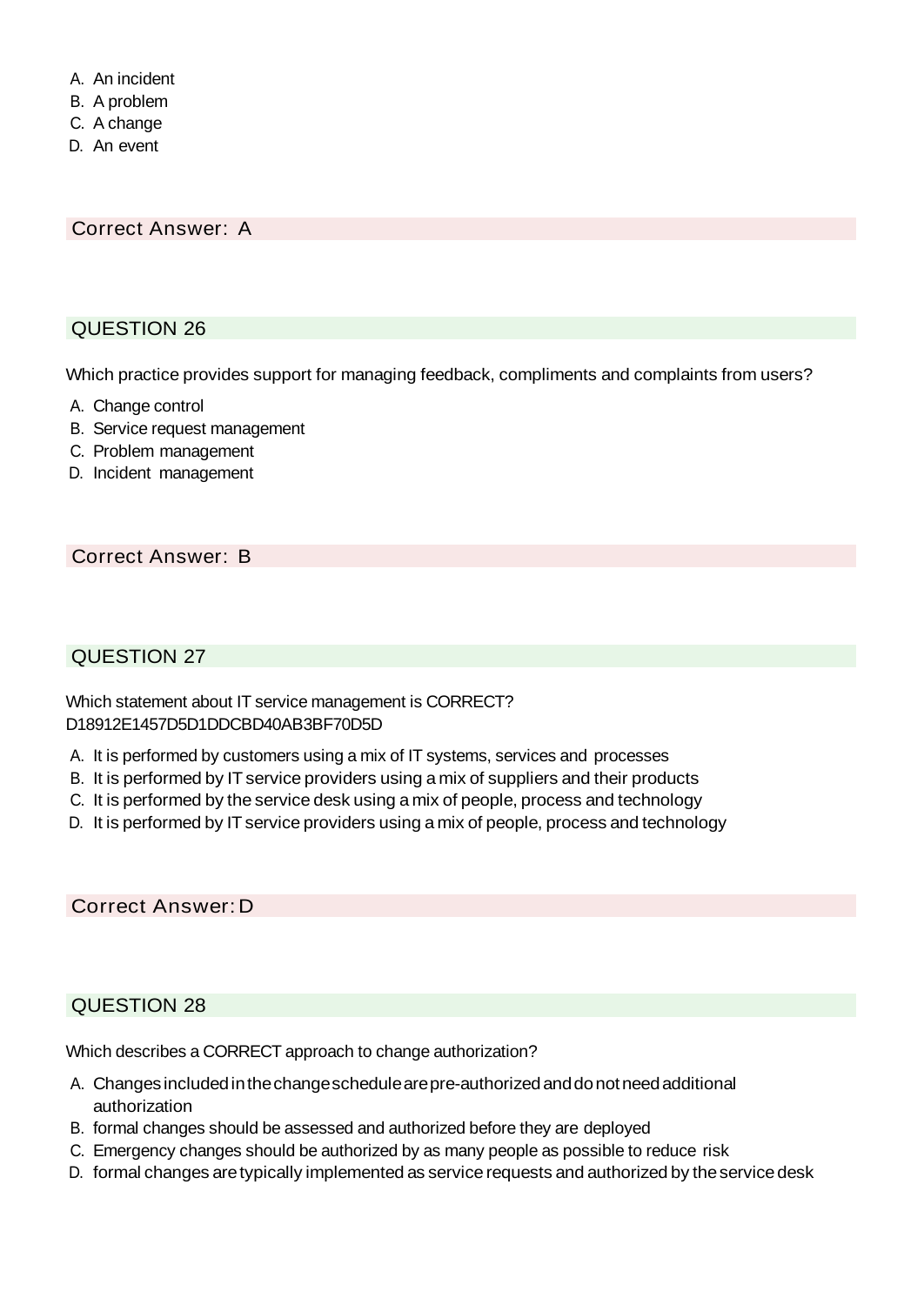A. An incident
B. A problem
C. A change
D. An event

Correct Answer: A

## QUESTION 26

Which practice provides support for managing feedback, compliments and complaints from users?

A. Change control
B. Service request management
C. Problem management
D. Incident management

Correct Answer: B

## QUESTION 27

Which statement about IT service management is CORRECT?
D18912E1457D5D1DDCBD40AB3BF70D5D

A. It is performed by customers using a mix of IT systems, services and processes
B. It is performed by IT service providers using a mix of suppliers and their products
C. It is performed by the service desk using a mix of people, process and technology
D. It is performed by IT service providers using a mix of people, process and technology

Correct Answer: D

## QUESTION 28

Which describes a CORRECT approach to change authorization?

A. Changes included in the change schedule are pre-authorized and do not need additional authorization
B. formal changes should be assessed and authorized before they are deployed
C. Emergency changes should be authorized by as many people as possible to reduce risk
D. formal changes are typically implemented as service requests and authorized by the service desk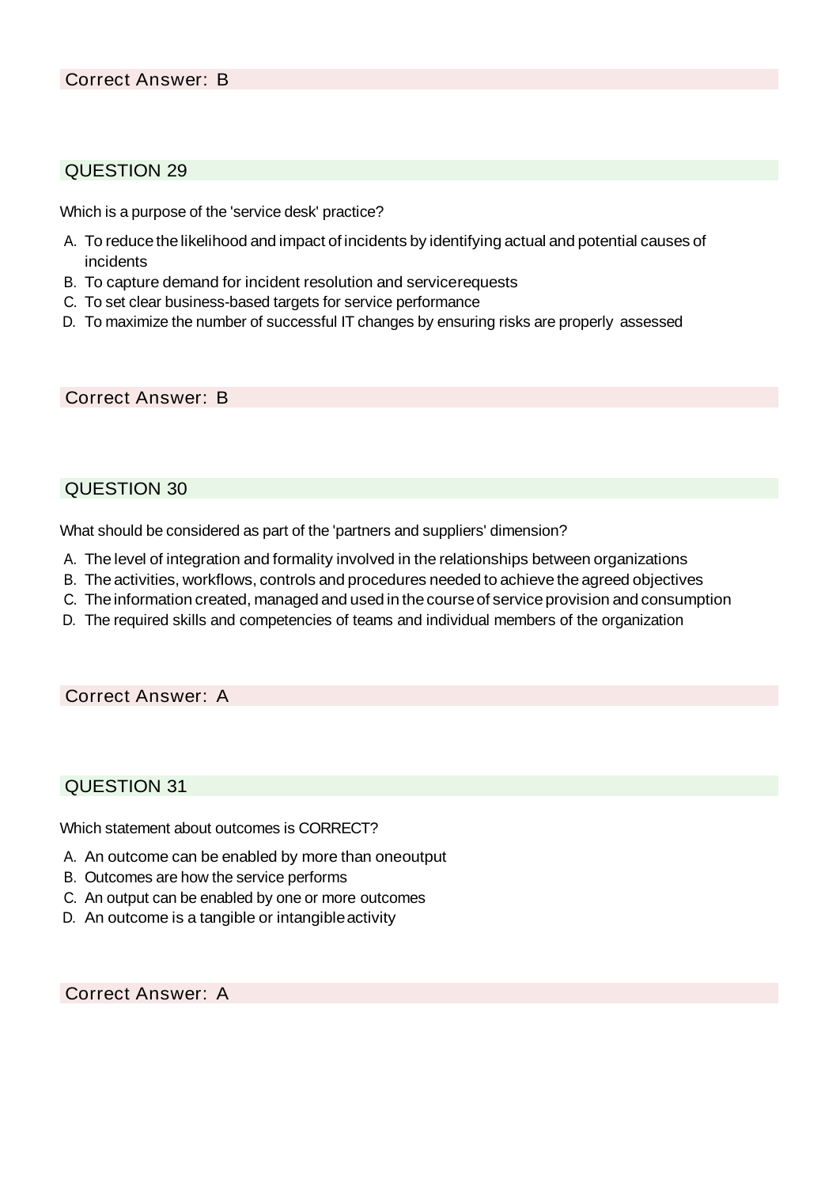Correct Answer: B

## QUESTION 29

Which is a purpose of the 'service desk' practice?

A. To reduce the likelihood and impact of incidents by identifying actual and potential causes of incidents
B. To capture demand for incident resolution and service requests
C. To set clear business-based targets for service performance
D. To maximize the number of successful IT changes by ensuring risks are properly assessed

Correct Answer: B

## QUESTION 30

What should be considered as part of the 'partners and suppliers' dimension?

A. The level of integration and formality involved in the relationships between organizations
B. The activities, workflows, controls and procedures needed to achieve the agreed objectives
C. The information created, managed and used in the course of service provision and consumption
D. The required skills and competencies of teams and individual members of the organization

Correct Answer: A

## QUESTION 31

Which statement about outcomes is CORRECT?

A. An outcome can be enabled by more than one output
B. Outcomes are how the service performs
C. An output can be enabled by one or more outcomes
D. An outcome is a tangible or intangible activity

Correct Answer: A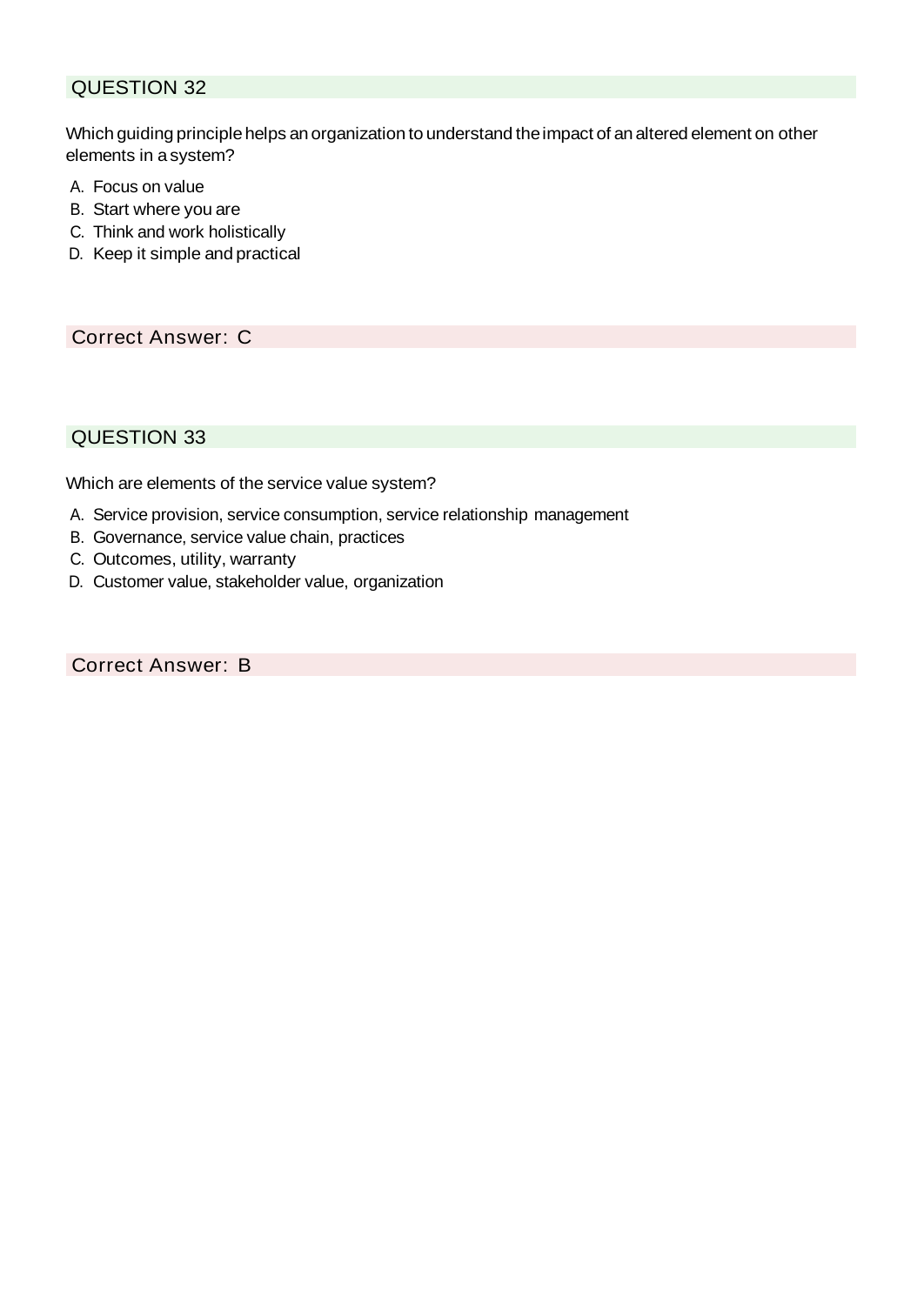## QUESTION 32

Which guiding principle helps an organization to understand the impact of an altered element on other elements in a system?

A. Focus on value
B. Start where you are
C. Think and work holistically
D. Keep it simple and practical

**Correct Answer: C**

## QUESTION 33

Which are elements of the service value system?

A. Service provision, service consumption, service relationship management
B. Governance, service value chain, practices
C. Outcomes, utility, warranty
D. Customer value, stakeholder value, organization

**Correct Answer: B**